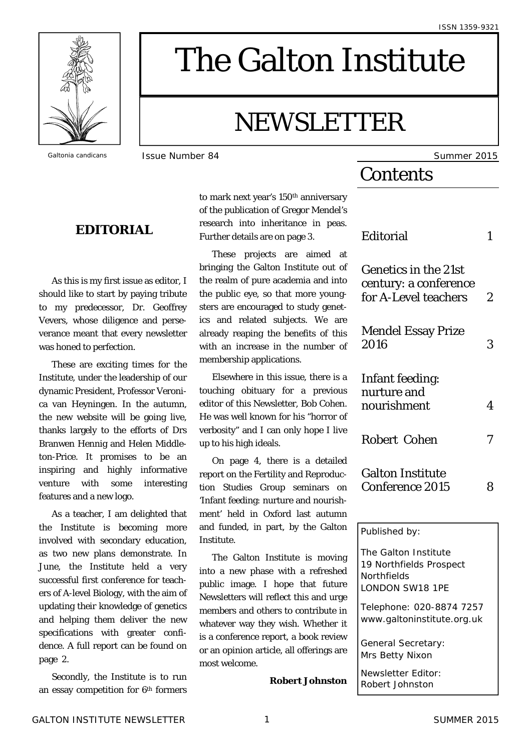ISSN 1359-9321

# The Galton Institute

# NEWSLETTER

Galtonia candicans

Issue Number 84 — Summer 2015

## Contents

| | |
|---|---|
| Editorial | 1 |
| Genetics in the 21st century: a conference for A-Level teachers | 2 |
| Mendel Essay Prize 2016 | 3 |
| Infant feeding: nurture and nourishment | 4 |
| Robert Cohen | 7 |
| Galton Institute Conference 2015 | 8 |

Published by:

The Galton Institute
19 Northfields Prospect
Northfields
LONDON SW18 1PE

Telephone: 020-8874 7257
www.galtoninstitute.org.uk

General Secretary:
Mrs Betty Nixon

Newsletter Editor:
Robert Johnston

## EDITORIAL

As this is my first issue as editor, I should like to start by paying tribute to my predecessor, Dr. Geoffrey Vevers, whose diligence and perseverance meant that every newsletter was honed to perfection.

These are exciting times for the Institute, under the leadership of our dynamic President, Professor Veronica van Heyningen. In the autumn, the new website will be going live, thanks largely to the efforts of Drs Branwen Hennig and Helen Middleton-Price. It promises to be an inspiring and highly informative venture with some interesting features and a new logo.

As a teacher, I am delighted that the Institute is becoming more involved with secondary education, as two new plans demonstrate. In June, the Institute held a very successful first conference for teachers of A-level Biology, with the aim of updating their knowledge of genetics and helping them deliver the new specifications with greater confidence. A full report can be found on page 2.

Secondly, the Institute is to run an essay competition for 6th formers to mark next year's 150th anniversary of the publication of Gregor Mendel's research into inheritance in peas. Further details are on page 3.

These projects are aimed at bringing the Galton Institute out of the realm of pure academia and into the public eye, so that more youngsters are encouraged to study genetics and related subjects. We are already reaping the benefits of this with an increase in the number of membership applications.

Elsewhere in this issue, there is a touching obituary for a previous editor of this Newsletter, Bob Cohen. He was well known for his "horror of verbosity" and I can only hope I live up to his high ideals.

On page 4, there is a detailed report on the Fertility and Reproduction Studies Group seminars on 'Infant feeding: nurture and nourishment' held in Oxford last autumn and funded, in part, by the Galton Institute.

The Galton Institute is moving into a new phase with a refreshed public image. I hope that future Newsletters will reflect this and urge members and others to contribute in whatever way they wish. Whether it is a conference report, a book review or an opinion article, all offerings are most welcome.

**Robert Johnston**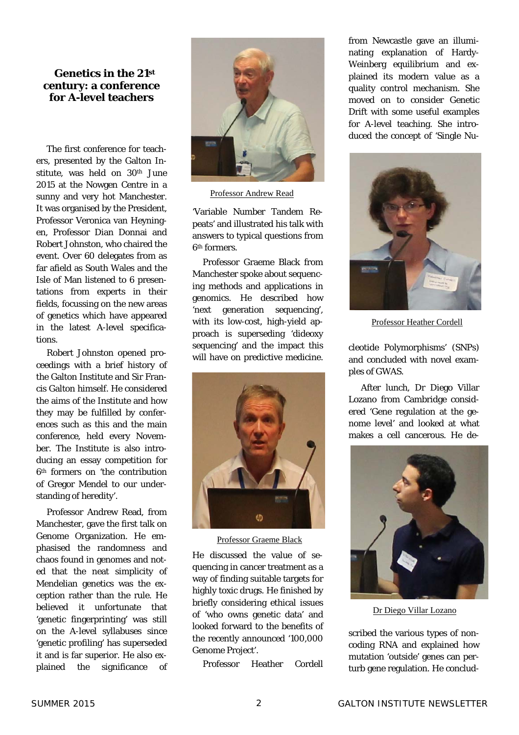## Genetics in the 21st century: a conference for A-level teachers

The first conference for teachers, presented by the Galton Institute, was held on 30th June 2015 at the Nowgen Centre in a sunny and very hot Manchester. It was organised by the President, Professor Veronica van Heyningen, Professor Dian Donnai and Robert Johnston, who chaired the event. Over 60 delegates from as far afield as South Wales and the Isle of Man listened to 6 presentations from experts in their fields, focussing on the new areas of genetics which have appeared in the latest A-level specifications.

Robert Johnston opened proceedings with a brief history of the Galton Institute and Sir Francis Galton himself. He considered the aims of the Institute and how they may be fulfilled by conferences such as this and the main conference, held every November. The Institute is also introducing an essay competition for 6th formers on 'the contribution of Gregor Mendel to our understanding of heredity'.

Professor Andrew Read, from Manchester, gave the first talk on Genome Organization. He emphasised the randomness and chaos found in genomes and noted that the neat simplicity of Mendelian genetics was the exception rather than the rule. He believed it unfortunate that 'genetic fingerprinting' was still on the A-level syllabuses since 'genetic profiling' has superseded it and is far superior. He also explained the significance of 'Variable Number Tandem Repeats' and illustrated his talk with answers to typical questions from 6th formers.

Professor Andrew Read

Professor Graeme Black from Manchester spoke about sequencing methods and applications in genomics. He described how 'next generation sequencing', with its low-cost, high-yield approach is superseding 'dideoxy sequencing' and the impact this will have on predictive medicine. He discussed the value of sequencing in cancer treatment as a way of finding suitable targets for highly toxic drugs. He finished by briefly considering ethical issues of 'who owns genetic data' and looked forward to the benefits of the recently announced '100,000 Genome Project'.

Professor Graeme Black

Professor Heather Cordell from Newcastle gave an illuminating explanation of Hardy-Weinberg equilibrium and explained its modern value as a quality control mechanism. She moved on to consider Genetic Drift with some useful examples for A-level teaching. She introduced the concept of 'Single Nucleotide Polymorphisms' (SNPs) and concluded with novel examples of GWAS.

Professor Heather Cordell

After lunch, Dr Diego Villar Lozano from Cambridge considered 'Gene regulation at the genome level' and looked at what makes a cell cancerous. He described the various types of non-coding RNA and explained how mutation 'outside' genes can perturb gene regulation. He conclud-

Dr Diego Villar Lozano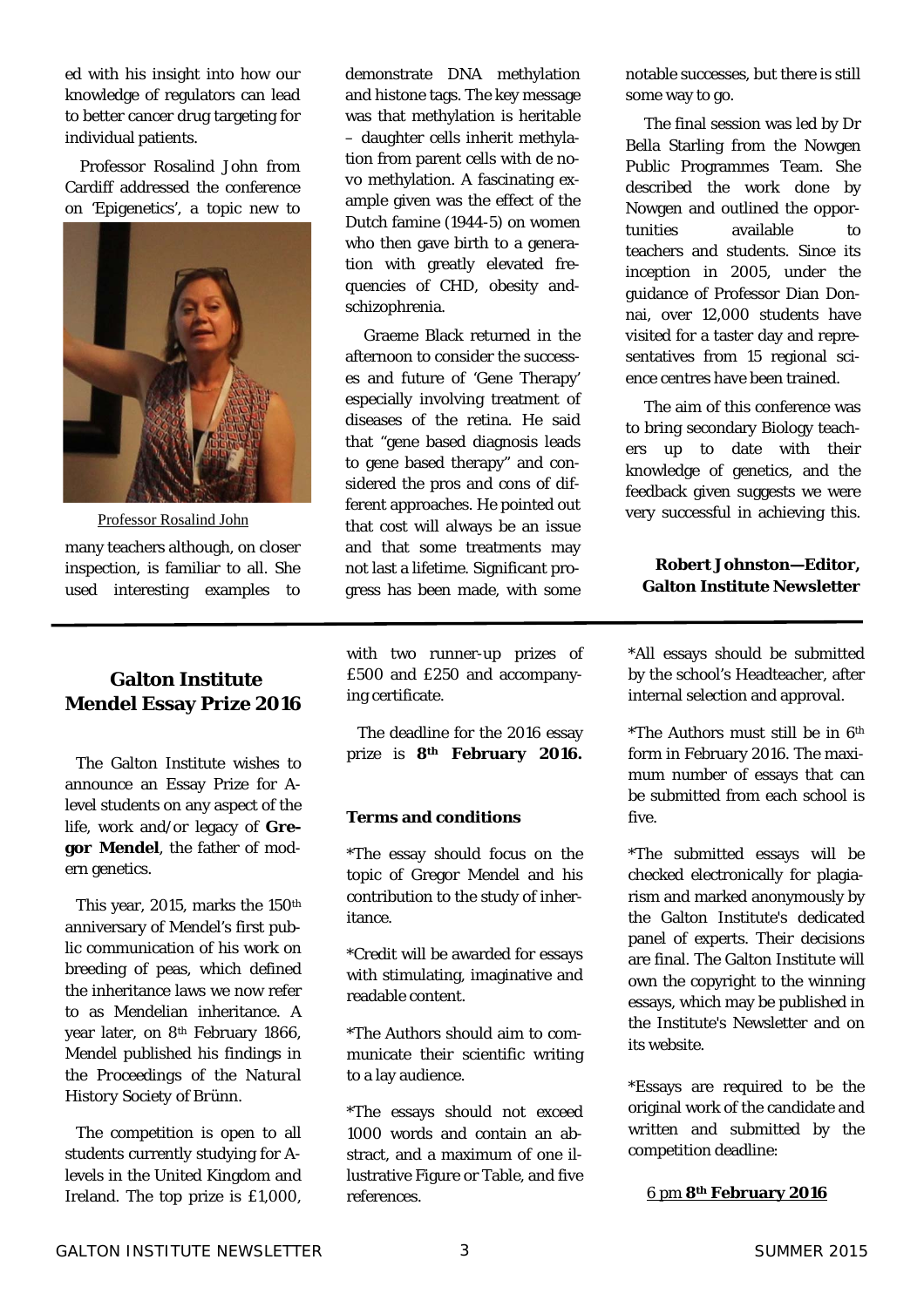ed with his insight into how our knowledge of regulators can lead to better cancer drug targeting for individual patients.

Professor Rosalind John from Cardiff addressed the conference on 'Epigenetics', a topic new to many teachers although, on closer inspection, is familiar to all. She used interesting examples to demonstrate DNA methylation and histone tags. The key message was that methylation is heritable – daughter cells inherit methylation from parent cells with de novo methylation. A fascinating example given was the effect of the Dutch famine (1944-5) on women who then gave birth to a generation with greatly elevated frequencies of CHD, obesity and schizophrenia.

Professor Rosalind John

Graeme Black returned in the afternoon to consider the successes and future of 'Gene Therapy' especially involving treatment of diseases of the retina. He said that "gene based diagnosis leads to gene based therapy" and considered the pros and cons of different approaches. He pointed out that cost will always be an issue and that some treatments may not last a lifetime. Significant progress has been made, with some notable successes, but there is still some way to go.

The final session was led by Dr Bella Starling from the Nowgen Public Programmes Team. She described the work done by Nowgen and outlined the opportunities available to teachers and students. Since its inception in 2005, under the guidance of Professor Dian Donnai, over 12,000 students have visited for a taster day and representatives from 15 regional science centres have been trained.

The aim of this conference was to bring secondary Biology teachers up to date with their knowledge of genetics, and the feedback given suggests we were very successful in achieving this.

**Robert Johnston—Editor, Galton Institute Newsletter**

## Galton Institute Mendel Essay Prize 2016

The Galton Institute wishes to announce an Essay Prize for A-level students on any aspect of the life, work and/or legacy of **Gregor Mendel**, the father of modern genetics.

This year, 2015, marks the 150th anniversary of Mendel's first public communication of his work on breeding of peas, which defined the inheritance laws we now refer to as Mendelian inheritance. A year later, on 8th February 1866, Mendel published his findings in the *Proceedings of the Natural History Society of Brünn*.

The competition is open to all students currently studying for A-levels in the United Kingdom and Ireland. The top prize is £1,000, with two runner-up prizes of £500 and £250 and accompanying certificate.

The deadline for the 2016 essay prize is **8th February 2016.**

**Terms and conditions**

*The essay should focus on the topic of Gregor Mendel and his contribution to the study of inheritance.

*Credit will be awarded for essays with stimulating, imaginative and readable content.

*The Authors should aim to communicate their scientific writing to a lay audience.

*The essays should not exceed 1000 words and contain an abstract, and a maximum of one illustrative Figure or Table, and five references.

*All essays should be submitted by the school's Headteacher, after internal selection and approval.

*The Authors must still be in 6th form in February 2016. The maximum number of essays that can be submitted from each school is five.

*The submitted essays will be checked electronically for plagiarism and marked anonymously by the Galton Institute's dedicated panel of experts. Their decisions are final. The Galton Institute will own the copyright to the winning essays, which may be published in the Institute's Newsletter and on its website.

*Essays are required to be the original work of the candidate and written and submitted by the competition deadline:

6 pm **8th February 2016**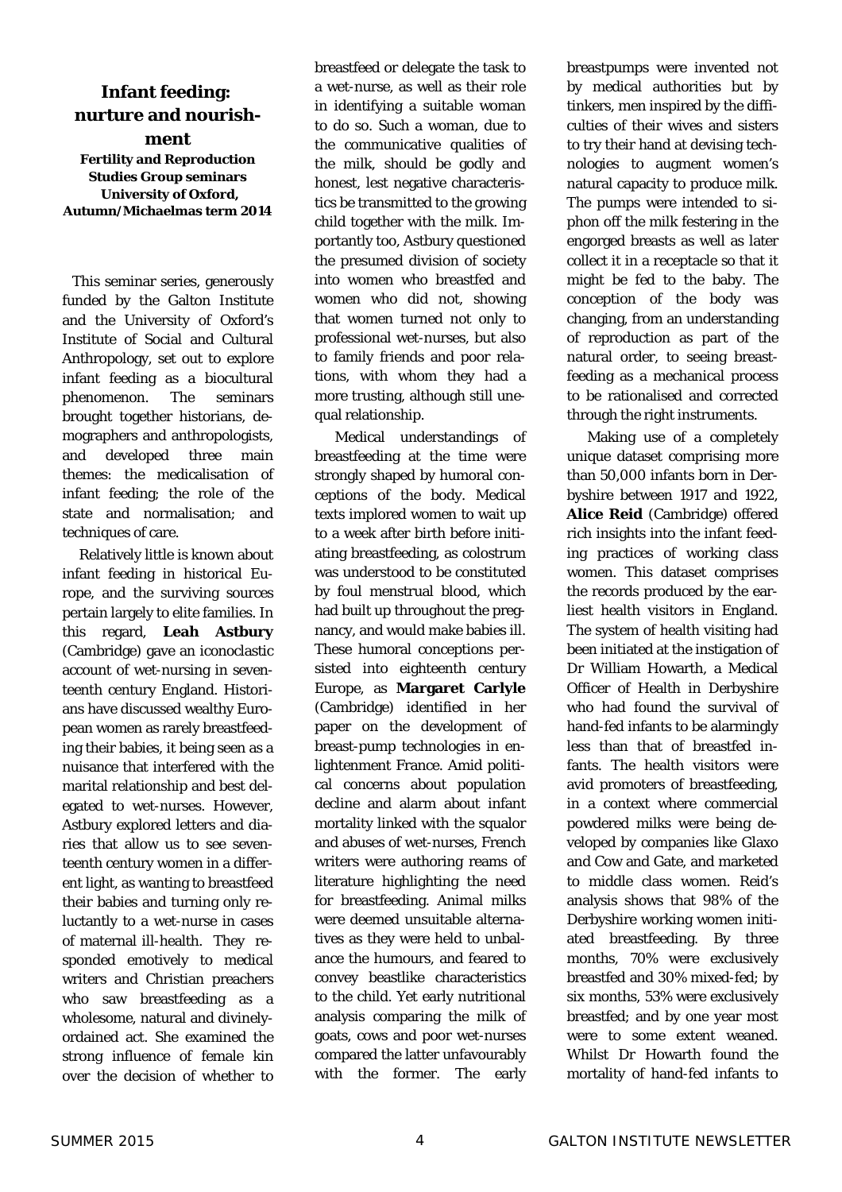## Infant feeding: nurture and nourishment

**Fertility and Reproduction Studies Group seminars University of Oxford, Autumn/Michaelmas term 2014**

This seminar series, generously funded by the Galton Institute and the University of Oxford's Institute of Social and Cultural Anthropology, set out to explore infant feeding as a biocultural phenomenon. The seminars brought together historians, demographers and anthropologists, and developed three main themes: the medicalisation of infant feeding; the role of the state and normalisation; and techniques of care.

Relatively little is known about infant feeding in historical Europe, and the surviving sources pertain largely to elite families. In this regard, **Leah Astbury** (Cambridge) gave an iconoclastic account of wet-nursing in seventeenth century England. Historians have discussed wealthy European women as rarely breastfeeding their babies, it being seen as a nuisance that interfered with the marital relationship and best delegated to wet-nurses. However, Astbury explored letters and diaries that allow us to see seventeenth century women in a different light, as wanting to breastfeed their babies and turning only reluctantly to a wet-nurse in cases of maternal ill-health. They responded emotively to medical writers and Christian preachers who saw breastfeeding as a wholesome, natural and divinely-ordained act. She examined the strong influence of female kin over the decision of whether to breastfeed or delegate the task to a wet-nurse, as well as their role in identifying a suitable woman to do so. Such a woman, due to the communicative qualities of the milk, should be godly and honest, lest negative characteristics be transmitted to the growing child together with the milk. Importantly too, Astbury questioned the presumed division of society into women who breastfed and women who did not, showing that women turned not only to professional wet-nurses, but also to family friends and poor relations, with whom they had a more trusting, although still unequal relationship.

Medical understandings of breastfeeding at the time were strongly shaped by humoral conceptions of the body. Medical texts implored women to wait up to a week after birth before initiating breastfeeding, as colostrum was understood to be constituted by foul menstrual blood, which had built up throughout the pregnancy, and would make babies ill. These humoral conceptions persisted into eighteenth century Europe, as **Margaret Carlyle** (Cambridge) identified in her paper on the development of breast-pump technologies in enlightenment France. Amid political concerns about population decline and alarm about infant mortality linked with the squalor and abuses of wet-nurses, French writers were authoring reams of literature highlighting the need for breastfeeding. Animal milks were deemed unsuitable alternatives as they were held to unbalance the humours, and feared to convey beastlike characteristics to the child. Yet early nutritional analysis comparing the milk of goats, cows and poor wet-nurses compared the latter unfavourably with the former. The early breastpumps were invented not by medical authorities but by tinkers, men inspired by the difficulties of their wives and sisters to try their hand at devising technologies to augment women's natural capacity to produce milk. The pumps were intended to siphon off the milk festering in the engorged breasts as well as later collect it in a receptacle so that it might be fed to the baby. The conception of the body was changing, from an understanding of reproduction as part of the natural order, to seeing breastfeeding as a mechanical process to be rationalised and corrected through the right instruments.

Making use of a completely unique dataset comprising more than 50,000 infants born in Derbyshire between 1917 and 1922, **Alice Reid** (Cambridge) offered rich insights into the infant feeding practices of working class women. This dataset comprises the records produced by the earliest health visitors in England. The system of health visiting had been initiated at the instigation of Dr William Howarth, a Medical Officer of Health in Derbyshire who had found the survival of hand-fed infants to be alarmingly less than that of breastfed infants. The health visitors were avid promoters of breastfeeding, in a context where commercial powdered milks were being developed by companies like Glaxo and Cow and Gate, and marketed to middle class women. Reid's analysis shows that 98% of the Derbyshire working women initiated breastfeeding. By three months, 70% were exclusively breastfed and 30% mixed-fed; by six months, 53% were exclusively breastfed; and by one year most were to some extent weaned. Whilst Dr Howarth found the mortality of hand-fed infants to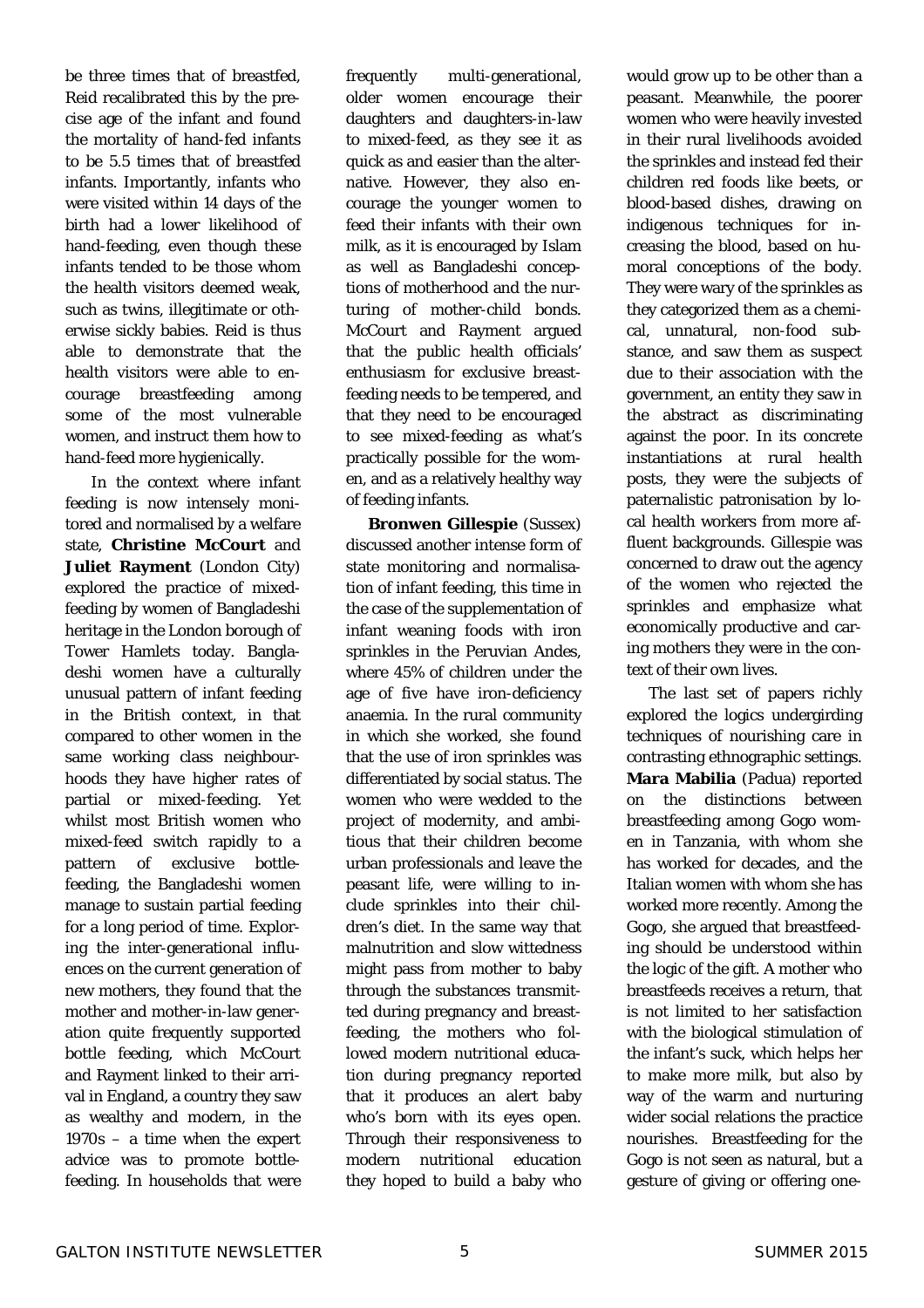be three times that of breastfed, Reid recalibrated this by the precise age of the infant and found the mortality of hand-fed infants to be 5.5 times that of breastfed infants. Importantly, infants who were visited within 14 days of the birth had a lower likelihood of hand-feeding, even though these infants tended to be those whom the health visitors deemed weak, such as twins, illegitimate or otherwise sickly babies. Reid is thus able to demonstrate that the health visitors were able to encourage breastfeeding among some of the most vulnerable women, and instruct them how to hand-feed more hygienically.

In the context where infant feeding is now intensely monitored and normalised by a welfare state, **Christine McCourt** and **Juliet Rayment** (London City) explored the practice of mixed-feeding by women of Bangladeshi heritage in the London borough of Tower Hamlets today. Bangladeshi women have a culturally unusual pattern of infant feeding in the British context, in that compared to other women in the same working class neighbourhoods they have higher rates of partial or mixed-feeding. Yet whilst most British women who mixed-feed switch rapidly to a pattern of exclusive bottle-feeding, the Bangladeshi women manage to sustain partial feeding for a long period of time. Exploring the inter-generational influences on the current generation of new mothers, they found that the mother and mother-in-law generation quite frequently supported bottle feeding, which McCourt and Rayment linked to their arrival in England, a country they saw as wealthy and modern, in the 1970s – a time when the expert advice was to promote bottle-feeding. In households that were frequently multi-generational, older women encourage their daughters and daughters-in-law to mixed-feed, as they see it as quick as and easier than the alternative. However, they also encourage the younger women to feed their infants with their own milk, as it is encouraged by Islam as well as Bangladeshi conceptions of motherhood and the nurturing of mother-child bonds. McCourt and Rayment argued that the public health officials' enthusiasm for exclusive breastfeeding needs to be tempered, and that they need to be encouraged to see mixed-feeding as what's practically possible for the women, and as a relatively healthy way of feeding infants.

**Bronwen Gillespie** (Sussex) discussed another intense form of state monitoring and normalisation of infant feeding, this time in the case of the supplementation of infant weaning foods with iron sprinkles in the Peruvian Andes, where 45% of children under the age of five have iron-deficiency anaemia. In the rural community in which she worked, she found that the use of iron sprinkles was differentiated by social status. The women who were wedded to the project of modernity, and ambitious that their children become urban professionals and leave the peasant life, were willing to include sprinkles into their children's diet. In the same way that malnutrition and slow wittedness might pass from mother to baby through the substances transmitted during pregnancy and breastfeeding, the mothers who followed modern nutritional education during pregnancy reported that it produces an alert baby who's born with its eyes open. Through their responsiveness to modern nutritional education they hoped to build a baby who would grow up to be other than a peasant. Meanwhile, the poorer women who were heavily invested in their rural livelihoods avoided the sprinkles and instead fed their children red foods like beets, or blood-based dishes, drawing on indigenous techniques for increasing the blood, based on humoral conceptions of the body. They were wary of the sprinkles as they categorized them as a chemical, unnatural, non-food substance, and saw them as suspect due to their association with the government, an entity they saw in the abstract as discriminating against the poor. In its concrete instantiations at rural health posts, they were the subjects of paternalistic patronisation by local health workers from more affluent backgrounds. Gillespie was concerned to draw out the agency of the women who rejected the sprinkles and emphasize what economically productive and caring mothers they were in the context of their own lives.

The last set of papers richly explored the logics undergirding techniques of nourishing care in contrasting ethnographic settings. **Mara Mabilia** (Padua) reported on the distinctions between breastfeeding among Gogo women in Tanzania, with whom she has worked for decades, and the Italian women with whom she has worked more recently. Among the Gogo, she argued that breastfeeding should be understood within the logic of the gift. A mother who breastfeeds receives a return, that is not limited to her satisfaction with the biological stimulation of the infant's suck, which helps her to make more milk, but also by way of the warm and nurturing wider social relations the practice nourishes. Breastfeeding for the Gogo is not seen as natural, but a gesture of giving or offering one-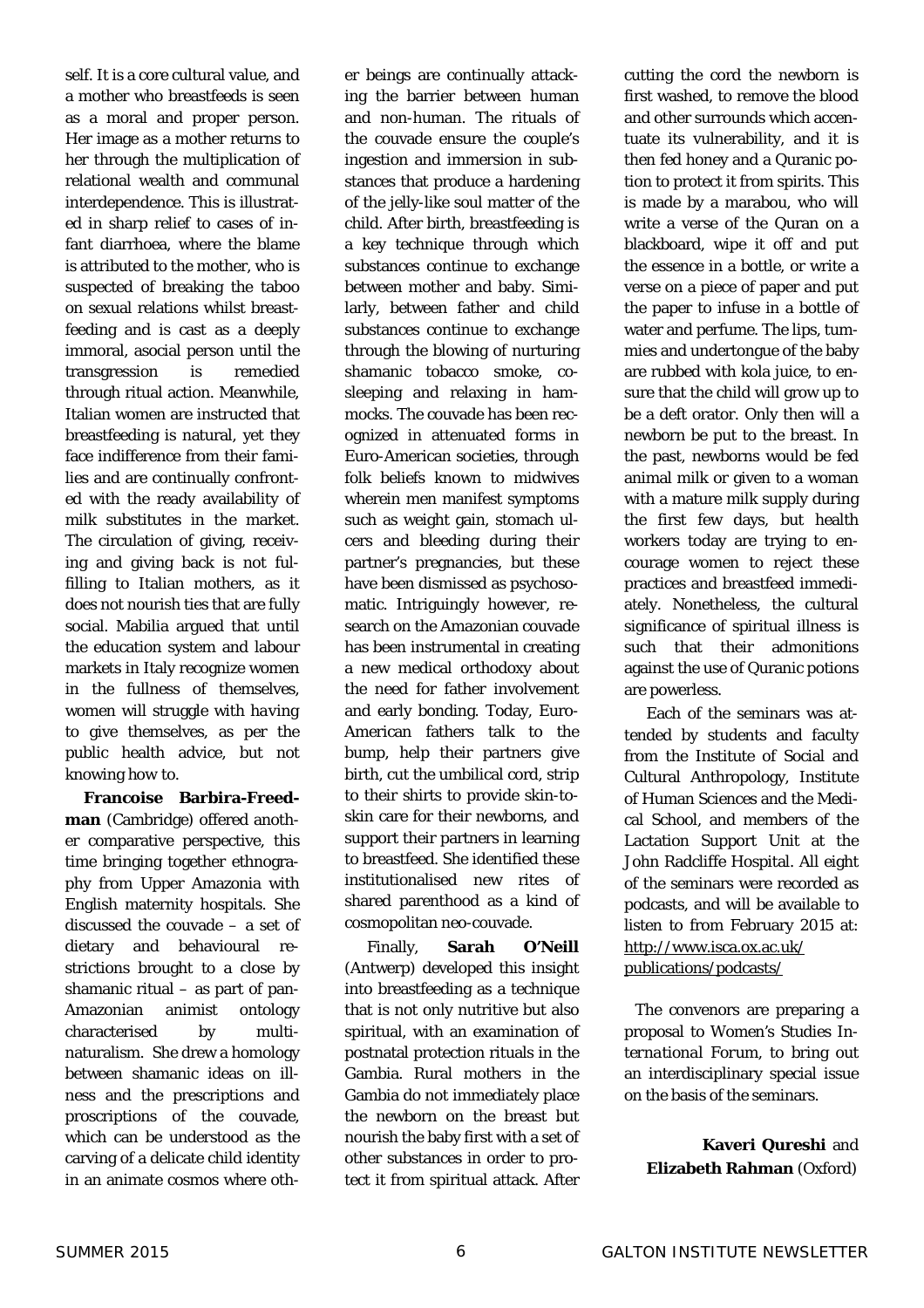self. It is a core cultural value, and a mother who breastfeeds is seen as a moral and proper person. Her image as a mother returns to her through the multiplication of relational wealth and communal interdependence. This is illustrated in sharp relief to cases of infant diarrhoea, where the blame is attributed to the mother, who is suspected of breaking the taboo on sexual relations whilst breastfeeding and is cast as a deeply immoral, asocial person until the transgression is remedied through ritual action. Meanwhile, Italian women are instructed that breastfeeding is natural, yet they face indifference from their families and are continually confronted with the ready availability of milk substitutes in the market. The circulation of giving, receiving and giving back is not fulfilling to Italian mothers, as it does not nourish ties that are fully social. Mabilia argued that until the education system and labour markets in Italy recognize women in the fullness of themselves, women will struggle with having to give themselves, as per the public health advice, but not knowing how to.

**Francoise Barbira-Freedman** (Cambridge) offered another comparative perspective, this time bringing together ethnography from Upper Amazonia with English maternity hospitals. She discussed the couvade – a set of dietary and behavioural restrictions brought to a close by shamanic ritual – as part of pan-Amazonian animist ontology characterised by multi-naturalism. She drew a homology between shamanic ideas on illness and the prescriptions and proscriptions of the couvade, which can be understood as the carving of a delicate child identity in an animate cosmos where other beings are continually attacking the barrier between human and non-human. The rituals of the couvade ensure the couple's ingestion and immersion in substances that produce a hardening of the jelly-like soul matter of the child. After birth, breastfeeding is a key technique through which substances continue to exchange between mother and baby. Similarly, between father and child substances continue to exchange through the blowing of nurturing shamanic tobacco smoke, co-sleeping and relaxing in hammocks. The couvade has been recognized in attenuated forms in Euro-American societies, through folk beliefs known to midwives wherein men manifest symptoms such as weight gain, stomach ulcers and bleeding during their partner's pregnancies, but these have been dismissed as psychosomatic. Intriguingly however, research on the Amazonian couvade has been instrumental in creating a new medical orthodoxy about the need for father involvement and early bonding. Today, Euro-American fathers talk to the bump, help their partners give birth, cut the umbilical cord, strip to their shirts to provide skin-to-skin care for their newborns, and support their partners in learning to breastfeed. She identified these institutionalised new rites of shared parenthood as a kind of cosmopolitan neo-couvade.

Finally, **Sarah O'Neill** (Antwerp) developed this insight into breastfeeding as a technique that is not only nutritive but also spiritual, with an examination of postnatal protection rituals in the Gambia. Rural mothers in the Gambia do not immediately place the newborn on the breast but nourish the baby first with a set of other substances in order to protect it from spiritual attack. After cutting the cord the newborn is first washed, to remove the blood and other surrounds which accentuate its vulnerability, and it is then fed honey and a Quranic potion to protect it from spirits. This is made by a marabou, who will write a verse of the Quran on a blackboard, wipe it off and put the essence in a bottle, or write a verse on a piece of paper and put the paper to infuse in a bottle of water and perfume. The lips, tummies and undertongue of the baby are rubbed with kola juice, to ensure that the child will grow up to be a deft orator. Only then will a newborn be put to the breast. In the past, newborns would be fed animal milk or given to a woman with a mature milk supply during the first few days, but health workers today are trying to encourage women to reject these practices and breastfeed immediately. Nonetheless, the cultural significance of spiritual illness is such that their admonitions against the use of Quranic potions are powerless.

Each of the seminars was attended by students and faculty from the Institute of Social and Cultural Anthropology, Institute of Human Sciences and the Medical School, and members of the Lactation Support Unit at the John Radcliffe Hospital. All eight of the seminars were recorded as podcasts, and will be available to listen to from February 2015 at: http://www.isca.ox.ac.uk/publications/podcasts/

The convenors are preparing a proposal to *Women's Studies International Forum*, to bring out an interdisciplinary special issue on the basis of the seminars.

**Kaveri Qureshi** and
**Elizabeth Rahman** (Oxford)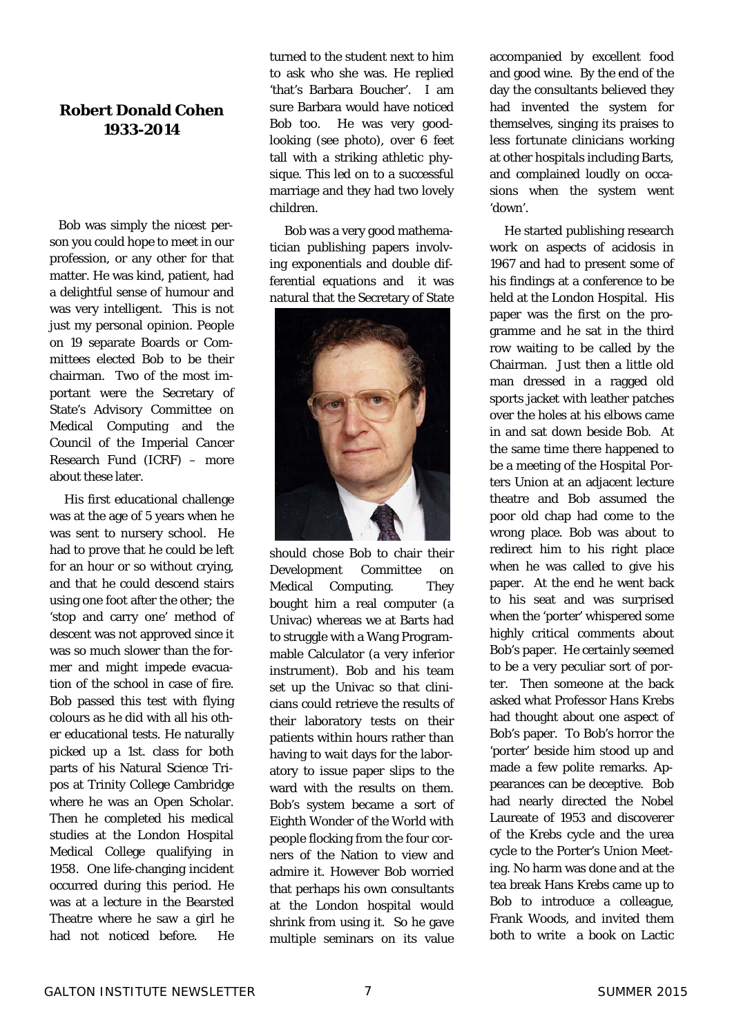## Robert Donald Cohen 1933-2014

Bob was simply the nicest person you could hope to meet in our profession, or any other for that matter. He was kind, patient, had a delightful sense of humour and was very intelligent. This is not just my personal opinion. People on 19 separate Boards or Committees elected Bob to be their chairman. Two of the most important were the Secretary of State's Advisory Committee on Medical Computing and the Council of the Imperial Cancer Research Fund (ICRF) – more about these later.

His first educational challenge was at the age of 5 years when he was sent to nursery school. He had to prove that he could be left for an hour or so without crying, and that he could descend stairs using one foot after the other; the 'stop and carry one' method of descent was not approved since it was so much slower than the former and might impede evacuation of the school in case of fire. Bob passed this test with flying colours as he did with all his other educational tests. He naturally picked up a 1st. class for both parts of his Natural Science Tripos at Trinity College Cambridge where he was an Open Scholar. Then he completed his medical studies at the London Hospital Medical College qualifying in 1958. One life-changing incident occurred during this period. He was at a lecture in the Bearsted Theatre where he saw a girl he had not noticed before. He turned to the student next to him to ask who she was. He replied 'that's Barbara Boucher'. I am sure Barbara would have noticed Bob too. He was very good-looking (see photo), over 6 feet tall with a striking athletic physique. This led on to a successful marriage and they had two lovely children.

Bob was a very good mathematician publishing papers involving exponentials and double differential equations and it was natural that the Secretary of State should chose Bob to chair their Development Committee on Medical Computing. They bought him a real computer (a Univac) whereas we at Barts had to struggle with a Wang Programmable Calculator (a very inferior instrument). Bob and his team set up the Univac so that clinicians could retrieve the results of their laboratory tests on their patients within hours rather than having to wait days for the laboratory to issue paper slips to the ward with the results on them. Bob's system became a sort of Eighth Wonder of the World with people flocking from the four corners of the Nation to view and admire it. However Bob worried that perhaps his own consultants at the London hospital would shrink from using it. So he gave multiple seminars on its value accompanied by excellent food and good wine. By the end of the day the consultants believed they had invented the system for themselves, singing its praises to less fortunate clinicians working at other hospitals including Barts, and complained loudly on occasions when the system went 'down'.

He started publishing research work on aspects of acidosis in 1967 and had to present some of his findings at a conference to be held at the London Hospital. His paper was the first on the programme and he sat in the third row waiting to be called by the Chairman. Just then a little old man dressed in a ragged old sports jacket with leather patches over the holes at his elbows came in and sat down beside Bob. At the same time there happened to be a meeting of the Hospital Porters Union at an adjacent lecture theatre and Bob assumed the poor old chap had come to the wrong place. Bob was about to redirect him to his right place when he was called to give his paper. At the end he went back to his seat and was surprised when the 'porter' whispered some highly critical comments about Bob's paper. He certainly seemed to be a very peculiar sort of porter. Then someone at the back asked what Professor Hans Krebs had thought about one aspect of Bob's paper. To Bob's horror the 'porter' beside him stood up and made a few polite remarks. Appearances can be deceptive. Bob had nearly directed the Nobel Laureate of 1953 and discoverer of the Krebs cycle and the urea cycle to the Porter's Union Meeting. No harm was done and at the tea break Hans Krebs came up to Bob to introduce a colleague, Frank Woods, and invited them both to write a book on Lactic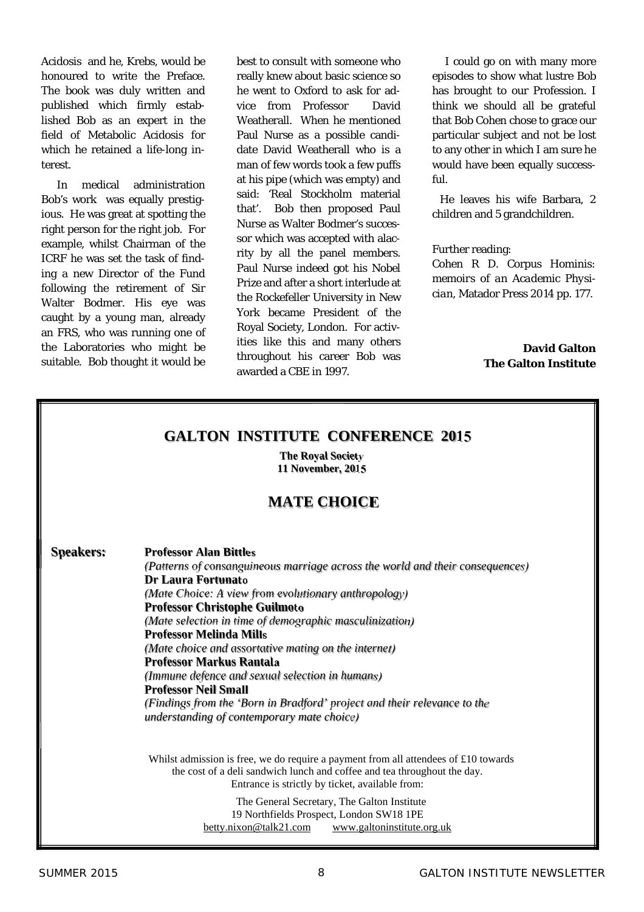Acidosis and he, Krebs, would be honoured to write the Preface. The book was duly written and published which firmly established Bob as an expert in the field of Metabolic Acidosis for which he retained a life-long interest.

In medical administration Bob's work was equally prestigious. He was great at spotting the right person for the right job. For example, whilst Chairman of the ICRF he was set the task of finding a new Director of the Fund following the retirement of Sir Walter Bodmer. His eye was caught by a young man, already an FRS, who was running one of the Laboratories who might be suitable. Bob thought it would be best to consult with someone who really knew about basic science so he went to Oxford to ask for advice from Professor David Weatherall. When he mentioned Paul Nurse as a possible candidate David Weatherall who is a man of few words took a few puffs at his pipe (which was empty) and said: 'Real Stockholm material that'. Bob then proposed Paul Nurse as Walter Bodmer's successor which was accepted with alacrity by all the panel members. Paul Nurse indeed got his Nobel Prize and after a short interlude at the Rockefeller University in New York became President of the Royal Society, London. For activities like this and many others throughout his career Bob was awarded a CBE in 1997.

I could go on with many more episodes to show what lustre Bob has brought to our Profession. I think we should all be grateful that Bob Cohen chose to grace our particular subject and not be lost to any other in which I am sure he would have been equally successful.

He leaves his wife Barbara, 2 children and 5 grandchildren.

Further reading:
Cohen R D. Corpus Hominis: *memoirs of an Academic Physician*, Matador Press 2014 pp. 177.

**David Galton**
**The Galton Institute**

## GALTON INSTITUTE CONFERENCE 2015

**The Royal Society**
**11 November, 2015**

## MATE CHOICE

**Speakers:**

**Professor Alan Bittles**
*(Patterns of consanguineous marriage across the world and their consequences)*

**Dr Laura Fortunato**
*(Mate Choice: A view from evolutionary anthropology)*

**Professor Christophe Guilmoto**
*(Mate selection in time of demographic masculinization)*

**Professor Melinda Mills**
*(Mate choice and assortative mating on the internet)*

**Professor Markus Rantala**
*(Immune defence and sexual selection in humans)*

**Professor Neil Small**
*(Findings from the 'Born in Bradford' project and their relevance to the understanding of contemporary mate choice)*

Whilst admission is free, we do require a payment from all attendees of £10 towards the cost of a deli sandwich lunch and coffee and tea throughout the day. Entrance is strictly by ticket, available from:

The General Secretary, The Galton Institute
19 Northfields Prospect, London SW18 1PE
betty.nixon@talk21.com www.galtoninstitute.org.uk